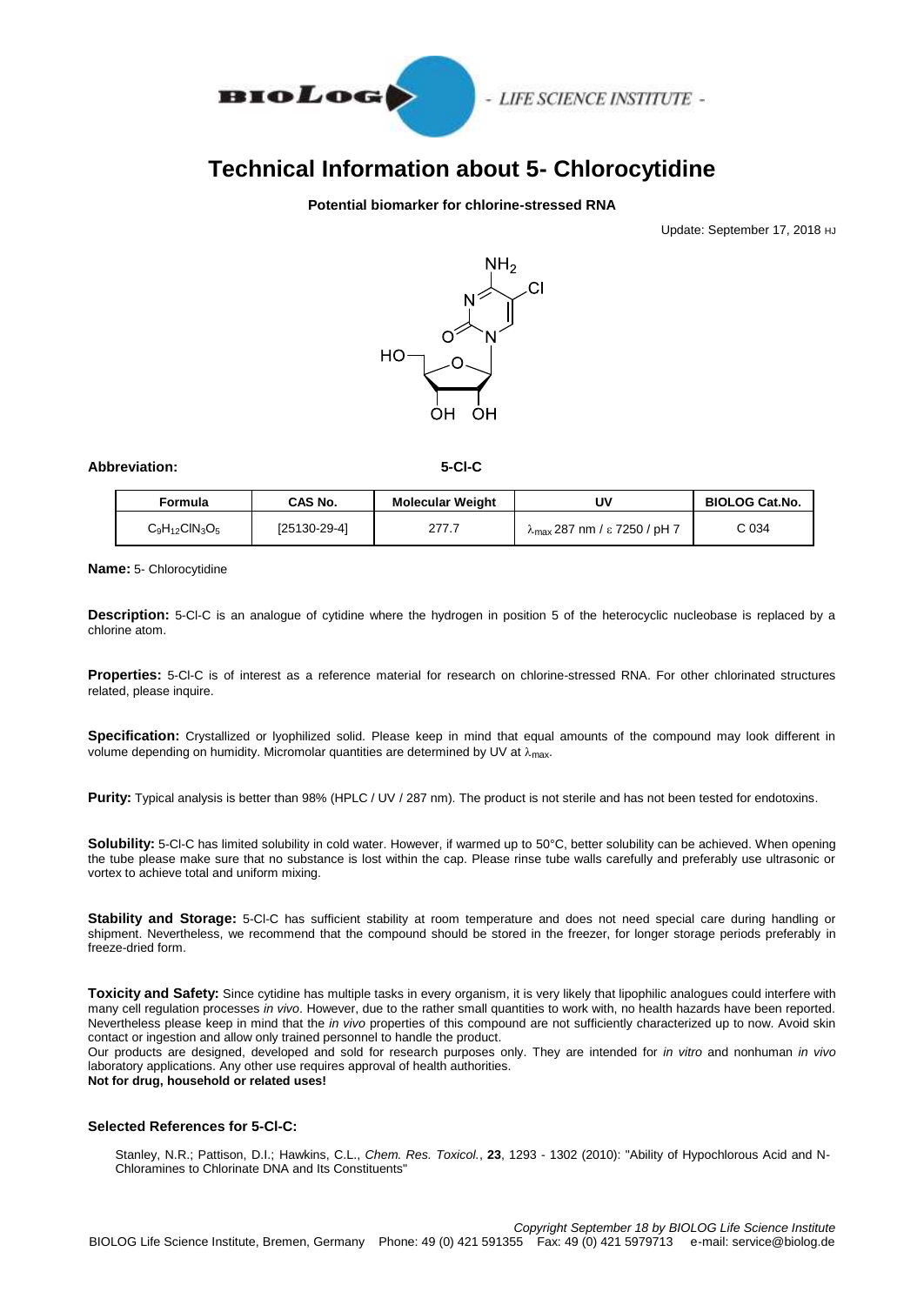# Technical Information about 5- Chlorocytidine

**Potential biomarker for chlorine-stressed RNA**

Update: September 17, 2018 HJ

**Abbreviation:** **5-Cl-C**

| Formula | CAS No. | Molecular Weight | UV | BIOLOG Cat.No. |
|---|---|---|---|---|
| $C_9H_{12}ClN_3O_5$ | [25130-29-4] | 277.7 | $\lambda_{max}$ 287 nm / ε 7250 / pH 7 | C 034 |

**Name:** 5- Chlorocytidine

**Description:** 5-Cl-C is an analogue of cytidine where the hydrogen in position 5 of the heterocyclic nucleobase is replaced by a chlorine atom.

**Properties:** 5-Cl-C is of interest as a reference material for research on chlorine-stressed RNA. For other chlorinated structures related, please inquire.

**Specification:** Crystallized or lyophilized solid. Please keep in mind that equal amounts of the compound may look different in volume depending on humidity. Micromolar quantities are determined by UV at $\lambda_{max}$.

**Purity:** Typical analysis is better than 98% (HPLC / UV / 287 nm). The product is not sterile and has not been tested for endotoxins.

**Solubility:** 5-Cl-C has limited solubility in cold water. However, if warmed up to 50°C, better solubility can be achieved. When opening the tube please make sure that no substance is lost within the cap. Please rinse tube walls carefully and preferably use ultrasonic or vortex to achieve total and uniform mixing.

**Stability and Storage:** 5-Cl-C has sufficient stability at room temperature and does not need special care during handling or shipment. Nevertheless, we recommend that the compound should be stored in the freezer, for longer storage periods preferably in freeze-dried form.

**Toxicity and Safety:** Since cytidine has multiple tasks in every organism, it is very likely that lipophilic analogues could interfere with many cell regulation processes *in vivo*. However, due to the rather small quantities to work with, no health hazards have been reported. Nevertheless please keep in mind that the *in vivo* properties of this compound are not sufficiently characterized up to now. Avoid skin contact or ingestion and allow only trained personnel to handle the product.
Our products are designed, developed and sold for research purposes only. They are intended for *in vitro* and nonhuman *in vivo* laboratory applications. Any other use requires approval of health authorities.
**Not for drug, household or related uses!**

### Selected References for 5-Cl-C:

Stanley, N.R.; Pattison, D.I.; Hawkins, C.L., *Chem. Res. Toxicol.*, **23**, 1293 - 1302 (2010): "Ability of Hypochlorous Acid and N-Chloramines to Chlorinate DNA and Its Constituents"

*Copyright September 18 by BIOLOG Life Science Institute*
BIOLOG Life Science Institute, Bremen, Germany Phone: 49 (0) 421 591355 Fax: 49 (0) 421 5979713 e-mail: service@biolog.de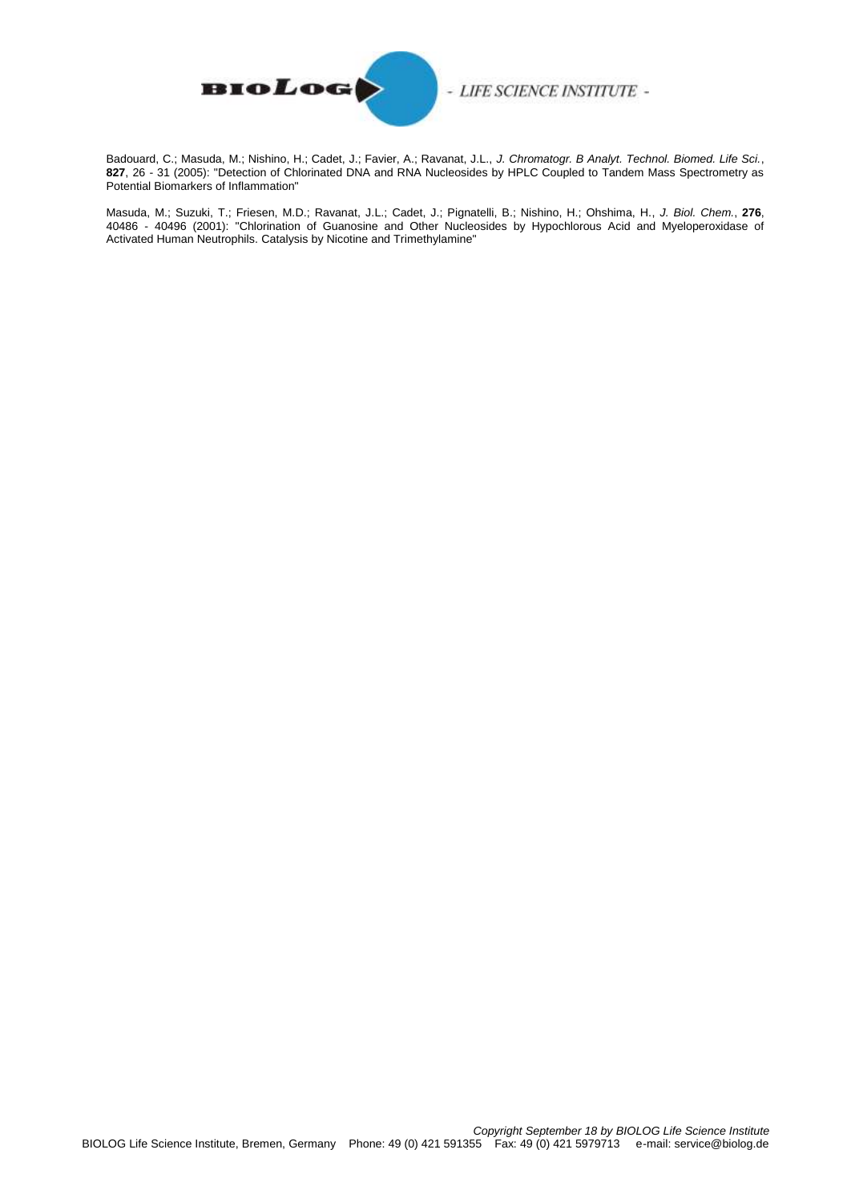Badouard, C.; Masuda, M.; Nishino, H.; Cadet, J.; Favier, A.; Ravanat, J.L., *J. Chromatogr. B Analyt. Technol. Biomed. Life Sci.*, **827**, 26 - 31 (2005): "Detection of Chlorinated DNA and RNA Nucleosides by HPLC Coupled to Tandem Mass Spectrometry as Potential Biomarkers of Inflammation"

Masuda, M.; Suzuki, T.; Friesen, M.D.; Ravanat, J.L.; Cadet, J.; Pignatelli, B.; Nishino, H.; Ohshima, H., *J. Biol. Chem.*, **276**, 40486 - 40496 (2001): "Chlorination of Guanosine and Other Nucleosides by Hypochlorous Acid and Myeloperoxidase of Activated Human Neutrophils. Catalysis by Nicotine and Trimethylamine"